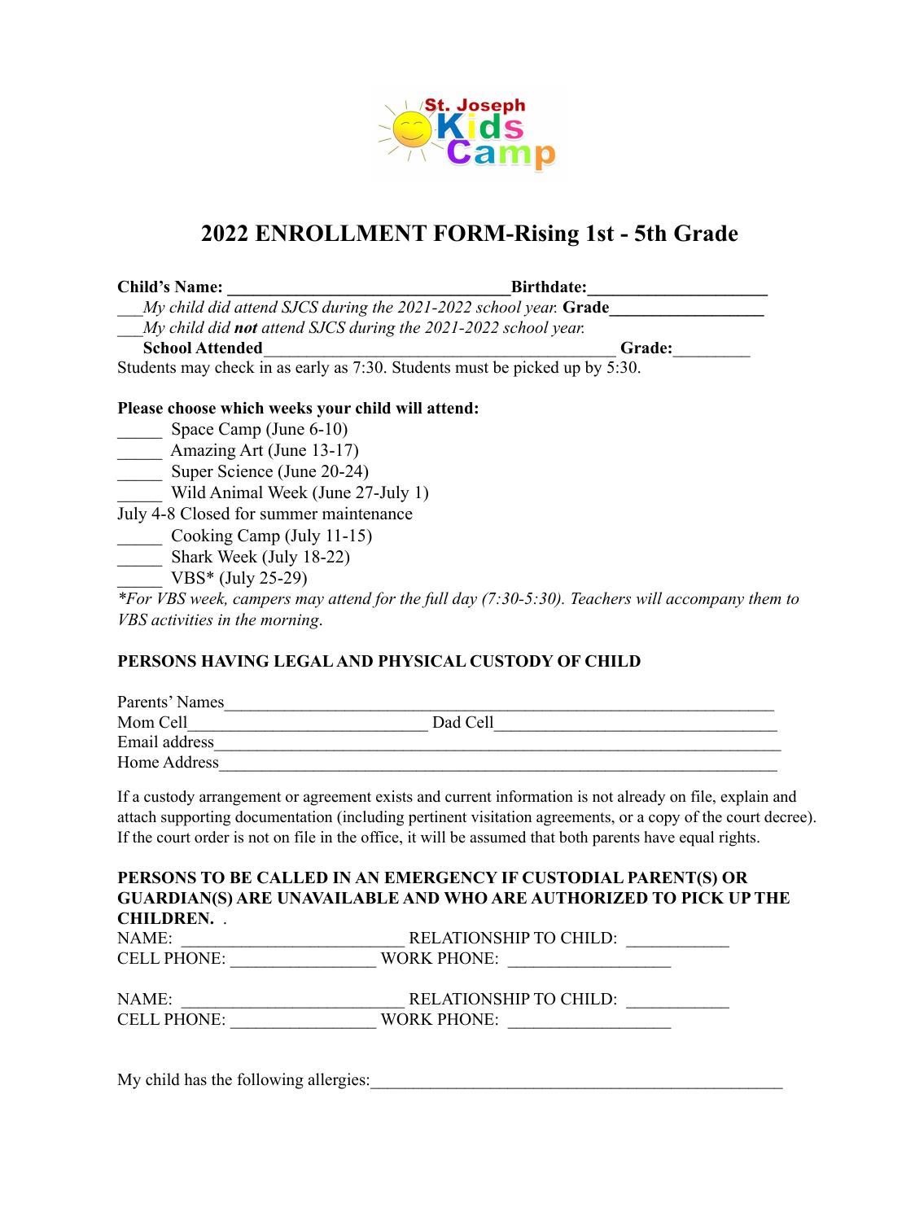St. Joseph Kids Camp

# 2022 ENROLLMENT FORM-Rising 1st - 5th Grade

**Child's Name:** _________________________________ **Birthdate:** ____________________

___*My child did attend SJCS during the 2021-2022 school year.* **Grade** _________________

___*My child did **not** attend SJCS during the 2021-2022 school year.*

**School Attended** __________________________________________ **Grade:** _________

Students may check in as early as 7:30. Students must be picked up by 5:30.

**Please choose which weeks your child will attend:**

_____ Space Camp (June 6-10)
_____ Amazing Art (June 13-17)
_____ Super Science (June 20-24)
_____ Wild Animal Week (June 27-July 1)
July 4-8 Closed for summer maintenance
_____ Cooking Camp (July 11-15)
_____ Shark Week (July 18-22)
_____ VBS* (July 25-29)

*\*For VBS week, campers may attend for the full day (7:30-5:30). Teachers will accompany them to VBS activities in the morning.*

**PERSONS HAVING LEGAL AND PHYSICAL CUSTODY OF CHILD**

Parents' Names_________________________________________________________________
Mom Cell__________________________ Dad Cell_______________________________
Email address___________________________________________________________________
Home Address___________________________________________________________________

If a custody arrangement or agreement exists and current information is not already on file, explain and attach supporting documentation (including pertinent visitation agreements, or a copy of the court decree). If the court order is not on file in the office, it will be assumed that both parents have equal rights.

**PERSONS TO BE CALLED IN AN EMERGENCY IF CUSTODIAL PARENT(S) OR GUARDIAN(S) ARE UNAVAILABLE AND WHO ARE AUTHORIZED TO PICK UP THE CHILDREN.** .

NAME: _________________________ RELATIONSHIP TO CHILD: ___________
CELL PHONE: ________________ WORK PHONE: __________________

NAME: _________________________ RELATIONSHIP TO CHILD: ___________
CELL PHONE: ________________ WORK PHONE: __________________

My child has the following allergies:_____________________________________________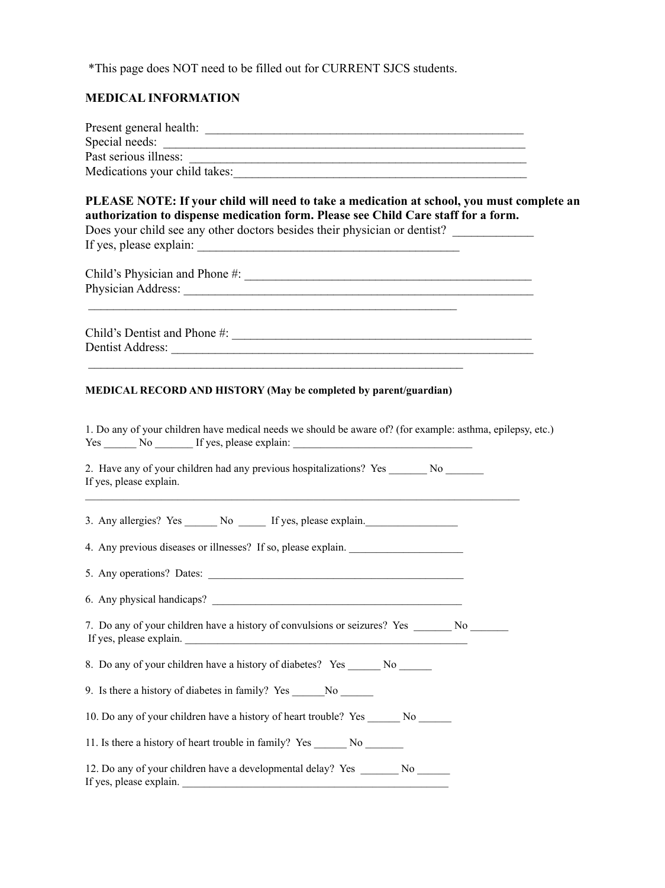*This page does NOT need to be filled out for CURRENT SJCS students.

## MEDICAL INFORMATION

Present general health: ____________________________________________________
Special needs: __________________________________________________________
Past serious illness: ______________________________________________________
Medications your child takes:_______________________________________________

**PLEASE NOTE: If your child will need to take a medication at school, you must complete an authorization to dispense medication form. Please see Child Care staff for a form.**
Does your child see any other doctors besides their physician or dentist? ____________
If yes, please explain: __________________________________________

Child's Physician and Phone #: _______________________________________________
Physician Address: ________________________________________________________
____________________________________________________________

Child's Dentist and Phone #: _________________________________________________
Dentist Address: __________________________________________________________
____________________________________________________________

### MEDICAL RECORD AND HISTORY (May be completed by parent/guardian)

1. Do any of your children have medical needs we should be aware of? (for example: asthma, epilepsy, etc.)
Yes ______ No _______ If yes, please explain: _________________________________

2. Have any of your children had any previous hospitalizations? Yes _______ No _______
If yes, please explain.
___________________________________________________________________________

3. Any allergies? Yes ______ No _____ If yes, please explain._________________

4. Any previous diseases or illnesses? If so, please explain. _____________________

5. Any operations? Dates: ________________________________________________

6. Any physical handicaps? _______________________________________________

7. Do any of your children have a history of convulsions or seizures? Yes _______ No _______
If yes, please explain. _____________________________________________________

8. Do any of your children have a history of diabetes? Yes ______ No ______

9. Is there a history of diabetes in family? Yes ______No ______

10. Do any of your children have a history of heart trouble? Yes ______ No ______

11. Is there a history of heart trouble in family? Yes ______ No _______

12. Do any of your children have a developmental delay? Yes _______ No ______
If yes, please explain. _________________________________________________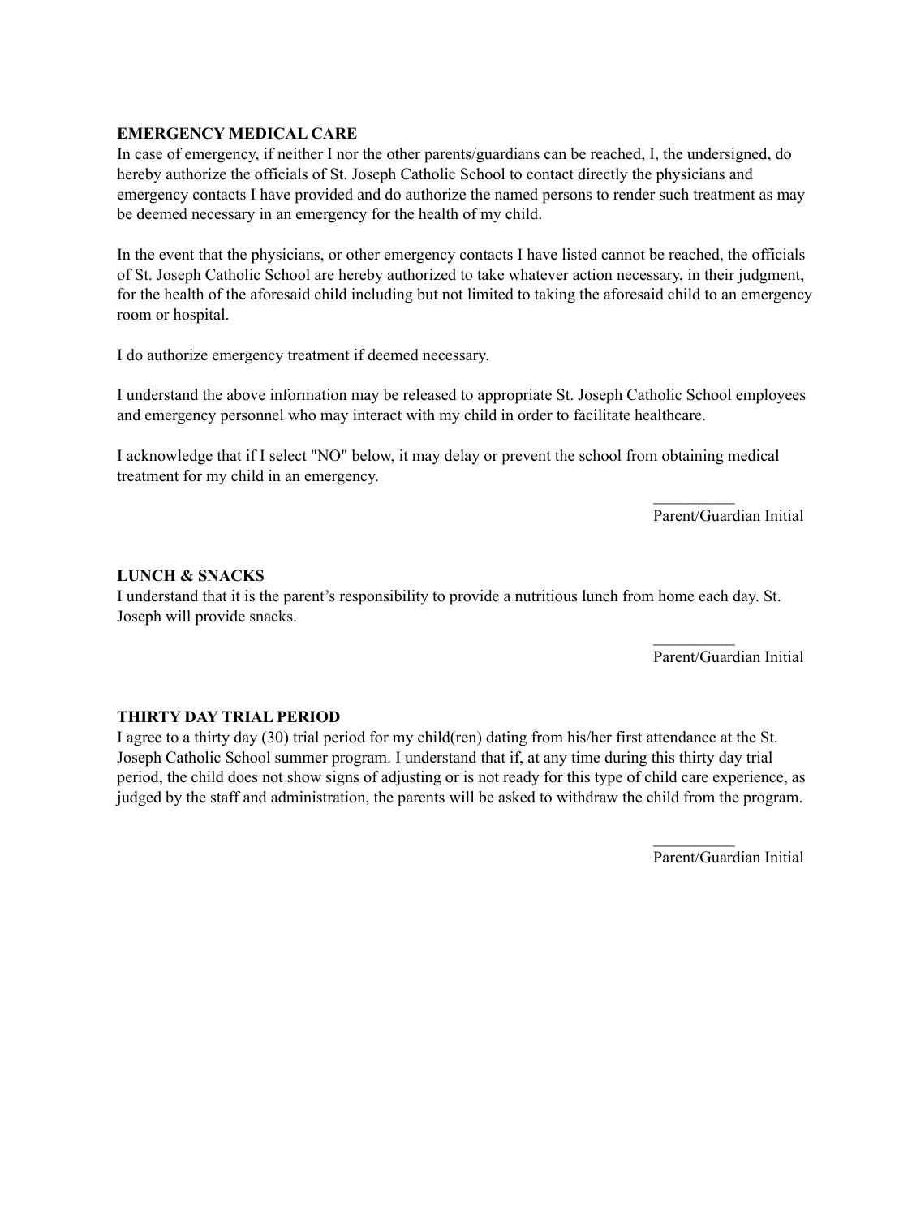**EMERGENCY MEDICAL CARE**

In case of emergency, if neither I nor the other parents/guardians can be reached, I, the undersigned, do hereby authorize the officials of St. Joseph Catholic School to contact directly the physicians and emergency contacts I have provided and do authorize the named persons to render such treatment as may be deemed necessary in an emergency for the health of my child.

In the event that the physicians, or other emergency contacts I have listed cannot be reached, the officials of St. Joseph Catholic School are hereby authorized to take whatever action necessary, in their judgment, for the health of the aforesaid child including but not limited to taking the aforesaid child to an emergency room or hospital.

I do authorize emergency treatment if deemed necessary.

I understand the above information may be released to appropriate St. Joseph Catholic School employees and emergency personnel who may interact with my child in order to facilitate healthcare.

I acknowledge that if I select "NO" below, it may delay or prevent the school from obtaining medical treatment for my child in an emergency.

__________
Parent/Guardian Initial

**LUNCH & SNACKS**

I understand that it is the parent's responsibility to provide a nutritious lunch from home each day. St. Joseph will provide snacks.

__________
Parent/Guardian Initial

**THIRTY DAY TRIAL PERIOD**

I agree to a thirty day (30) trial period for my child(ren) dating from his/her first attendance at the St. Joseph Catholic School summer program. I understand that if, at any time during this thirty day trial period, the child does not show signs of adjusting or is not ready for this type of child care experience, as judged by the staff and administration, the parents will be asked to withdraw the child from the program.

__________
Parent/Guardian Initial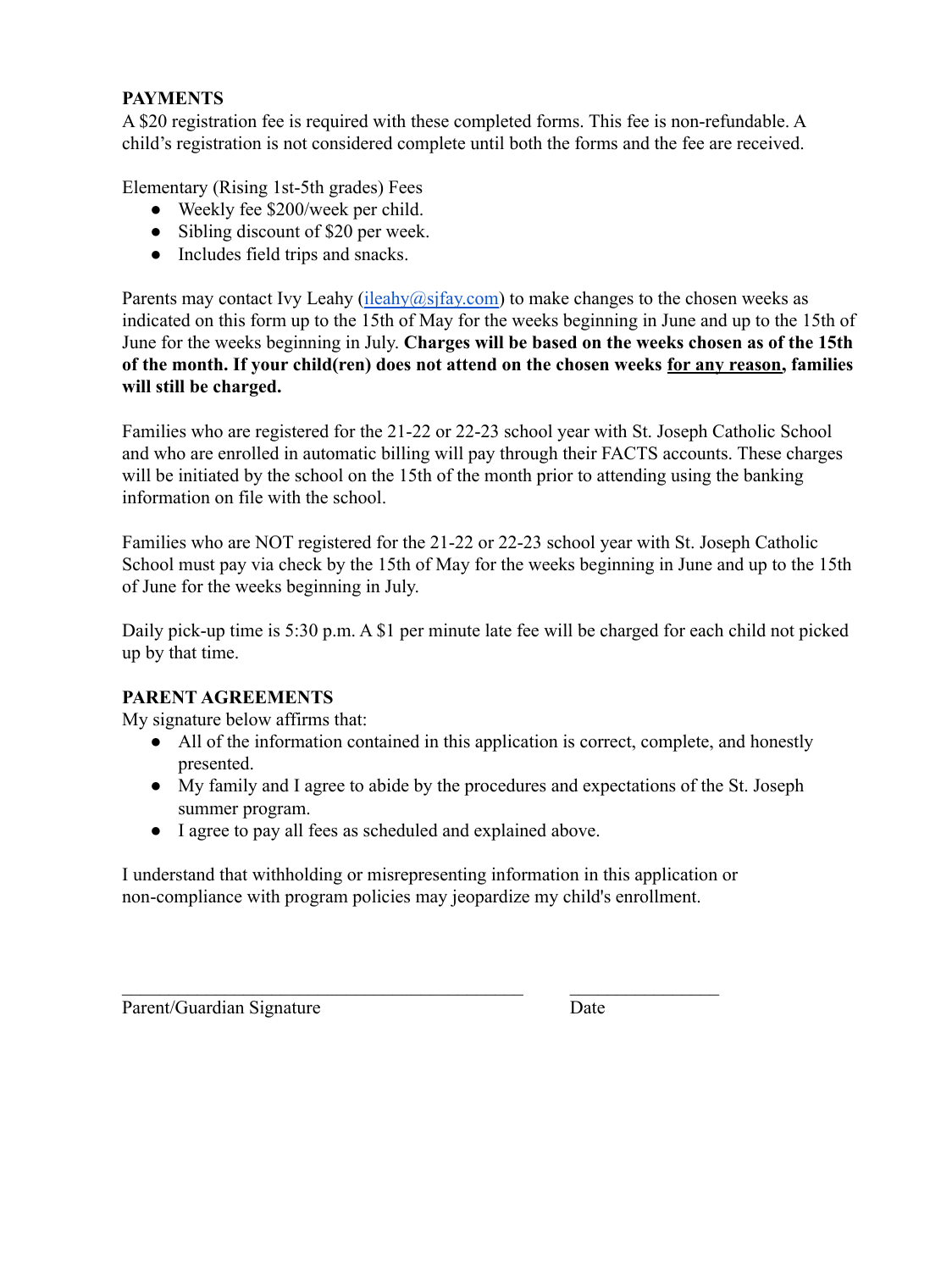**PAYMENTS**

A $20 registration fee is required with these completed forms. This fee is non-refundable. A child's registration is not considered complete until both the forms and the fee are received.

Elementary (Rising 1st-5th grades) Fees

- Weekly fee $200/week per child.
- Sibling discount of $20 per week.
- Includes field trips and snacks.

Parents may contact Ivy Leahy (ileahy@sjfay.com) to make changes to the chosen weeks as indicated on this form up to the 15th of May for the weeks beginning in June and up to the 15th of June for the weeks beginning in July. **Charges will be based on the weeks chosen as of the 15th of the month. If your child(ren) does not attend on the chosen weeks <u>for any reason</u>, families will still be charged.**

Families who are registered for the 21-22 or 22-23 school year with St. Joseph Catholic School and who are enrolled in automatic billing will pay through their FACTS accounts. These charges will be initiated by the school on the 15th of the month prior to attending using the banking information on file with the school.

Families who are NOT registered for the 21-22 or 22-23 school year with St. Joseph Catholic School must pay via check by the 15th of May for the weeks beginning in June and up to the 15th of June for the weeks beginning in July.

Daily pick-up time is 5:30 p.m. A $1 per minute late fee will be charged for each child not picked up by that time.

**PARENT AGREEMENTS**

My signature below affirms that:

- All of the information contained in this application is correct, complete, and honestly presented.
- My family and I agree to abide by the procedures and expectations of the St. Joseph summer program.
- I agree to pay all fees as scheduled and explained above.

I understand that withholding or misrepresenting information in this application or non-compliance with program policies may jeopardize my child's enrollment.

_____________________________________________ _______________

Parent/Guardian Signature Date